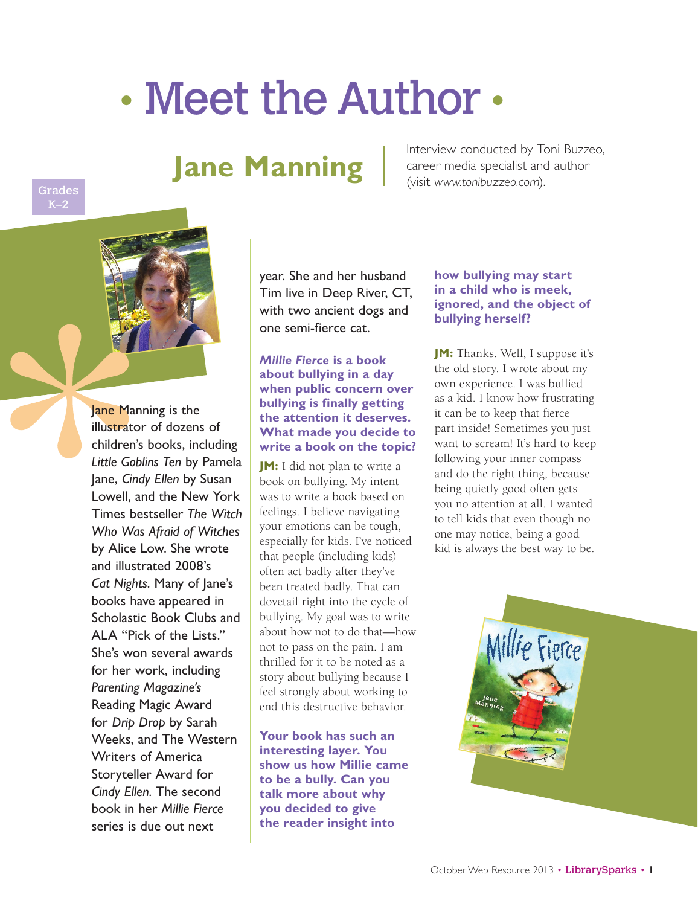# Meet the Author

## Jane Manning

Interview conducted by Toni Buzzeo, career media specialist and author (visit *www.tonibuzzeo.com*).

Grades K–2

Jane Manning is the illustrator of dozens of children's books, including *Little Goblins Ten* by Pamela Jane, *Cindy Ellen* by Susan Lowell, and the New York Times bestseller *The Witch Who Was Afraid of Witches* by Alice Low. She wrote and illustrated 2008's *Cat Nights*. Many of Jane's books have appeared in Scholastic Book Clubs and ALA "Pick of the Lists." She's won several awards for her work, including *Parenting Magazine's* Reading Magic Award for *Drip Drop* by Sarah Weeks, and The Western Writers of America Storyteller Award for *Cindy Ellen*. The second book in her *Millie Fierce* series is due out next year. She and her husband Tim live in Deep River, CT, with two ancient dogs and one semi-fierce cat.

***Millie Fierce* is a book about bullying in a day when public concern over bullying is finally getting the attention it deserves. What made you decide to write a book on the topic?**

**JM:** I did not plan to write a book on bullying. My intent was to write a book based on feelings. I believe navigating your emotions can be tough, especially for kids. I've noticed that people (including kids) often act badly after they've been treated badly. That can dovetail right into the cycle of bullying. My goal was to write about how not to do that—how not to pass on the pain. I am thrilled for it to be noted as a story about bullying because I feel strongly about working to end this destructive behavior.

**Your book has such an interesting layer. You show us how Millie came to be a bully. Can you talk more about why you decided to give the reader insight into how bullying may start in a child who is meek, ignored, and the object of bullying herself?**

**JM:** Thanks. Well, I suppose it's the old story. I wrote about my own experience. I was bullied as a kid. I know how frustrating it can be to keep that fierce part inside! Sometimes you just want to scream! It's hard to keep following your inner compass and do the right thing, because being quietly good often gets you no attention at all. I wanted to tell kids that even though no one may notice, being a good kid is always the best way to be.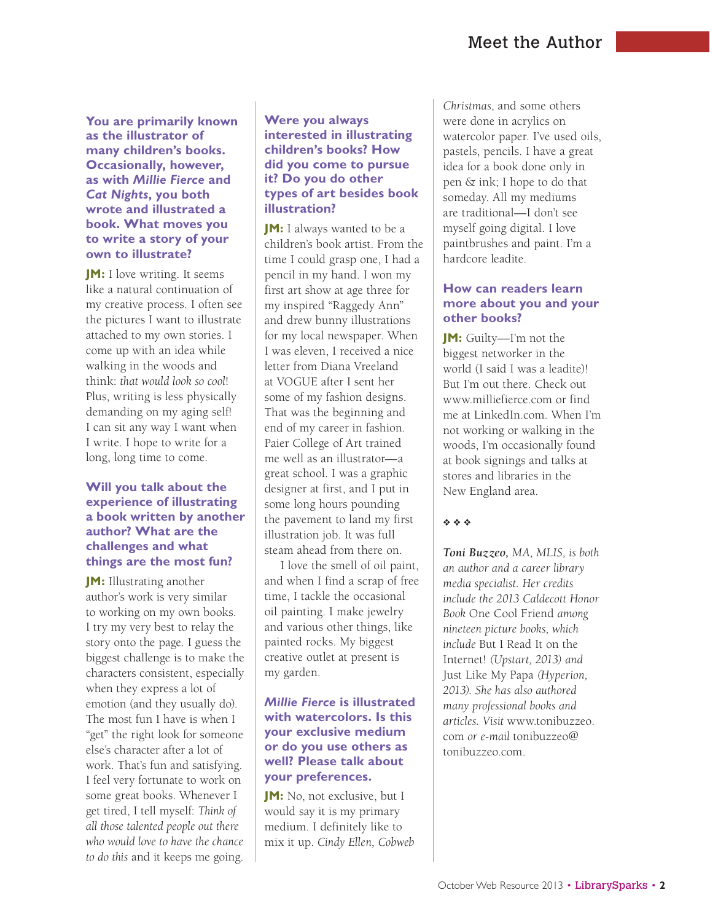**You are primarily known as the illustrator of many children's books. Occasionally, however, as with *Millie Fierce* and *Cat Nights*, you both wrote and illustrated a book. What moves you to write a story of your own to illustrate?**

**JM:** I love writing. It seems like a natural continuation of my creative process. I often see the pictures I want to illustrate attached to my own stories. I come up with an idea while walking in the woods and think: *that would look so cool*! Plus, writing is less physically demanding on my aging self! I can sit any way I want when I write. I hope to write for a long, long time to come.

**Will you talk about the experience of illustrating a book written by another author? What are the challenges and what things are the most fun?**

**JM:** Illustrating another author's work is very similar to working on my own books. I try my very best to relay the story onto the page. I guess the biggest challenge is to make the characters consistent, especially when they express a lot of emotion (and they usually do). The most fun I have is when I "get" the right look for someone else's character after a lot of work. That's fun and satisfying. I feel very fortunate to work on some great books. Whenever I get tired, I tell myself: *Think of all those talented people out there who would love to have the chance to do this* and it keeps me going.

**Were you always interested in illustrating children's books? How did you come to pursue it? Do you do other types of art besides book illustration?**

**JM:** I always wanted to be a children's book artist. From the time I could grasp one, I had a pencil in my hand. I won my first art show at age three for my inspired "Raggedy Ann" and drew bunny illustrations for my local newspaper. When I was eleven, I received a nice letter from Diana Vreeland at VOGUE after I sent her some of my fashion designs. That was the beginning and end of my career in fashion. Paier College of Art trained me well as an illustrator—a great school. I was a graphic designer at first, and I put in some long hours pounding the pavement to land my first illustration job. It was full steam ahead from there on.

I love the smell of oil paint, and when I find a scrap of free time, I tackle the occasional oil painting. I make jewelry and various other things, like painted rocks. My biggest creative outlet at present is my garden.

***Millie Fierce* is illustrated with watercolors. Is this your exclusive medium or do you use others as well? Please talk about your preferences.**

**JM:** No, not exclusive, but I would say it is my primary medium. I definitely like to mix it up. *Cindy Ellen, Cobweb Christmas*, and some others were done in acrylics on watercolor paper. I've used oils, pastels, pencils. I have a great idea for a book done only in pen & ink; I hope to do that someday. All my mediums are traditional—I don't see myself going digital. I love paintbrushes and paint. I'm a hardcore leadite.

**How can readers learn more about you and your other books?**

**JM:** Guilty—I'm not the biggest networker in the world (I said I was a leadite)! But I'm out there. Check out www.milliefierce.com or find me at LinkedIn.com. When I'm not working or walking in the woods, I'm occasionally found at book signings and talks at stores and libraries in the New England area.

❖ ❖ ❖

***Toni Buzzeo,*** *MA, MLIS, is both an author and a career library media specialist. Her credits include the 2013 Caldecott Honor Book* One Cool Friend *among nineteen picture books, which include* But I Read It on the Internet! *(Upstart, 2013) and* Just Like My Papa *(Hyperion, 2013). She has also authored many professional books and articles. Visit* www.tonibuzzeo.com *or e-mail* tonibuzzeo@tonibuzzeo.com.